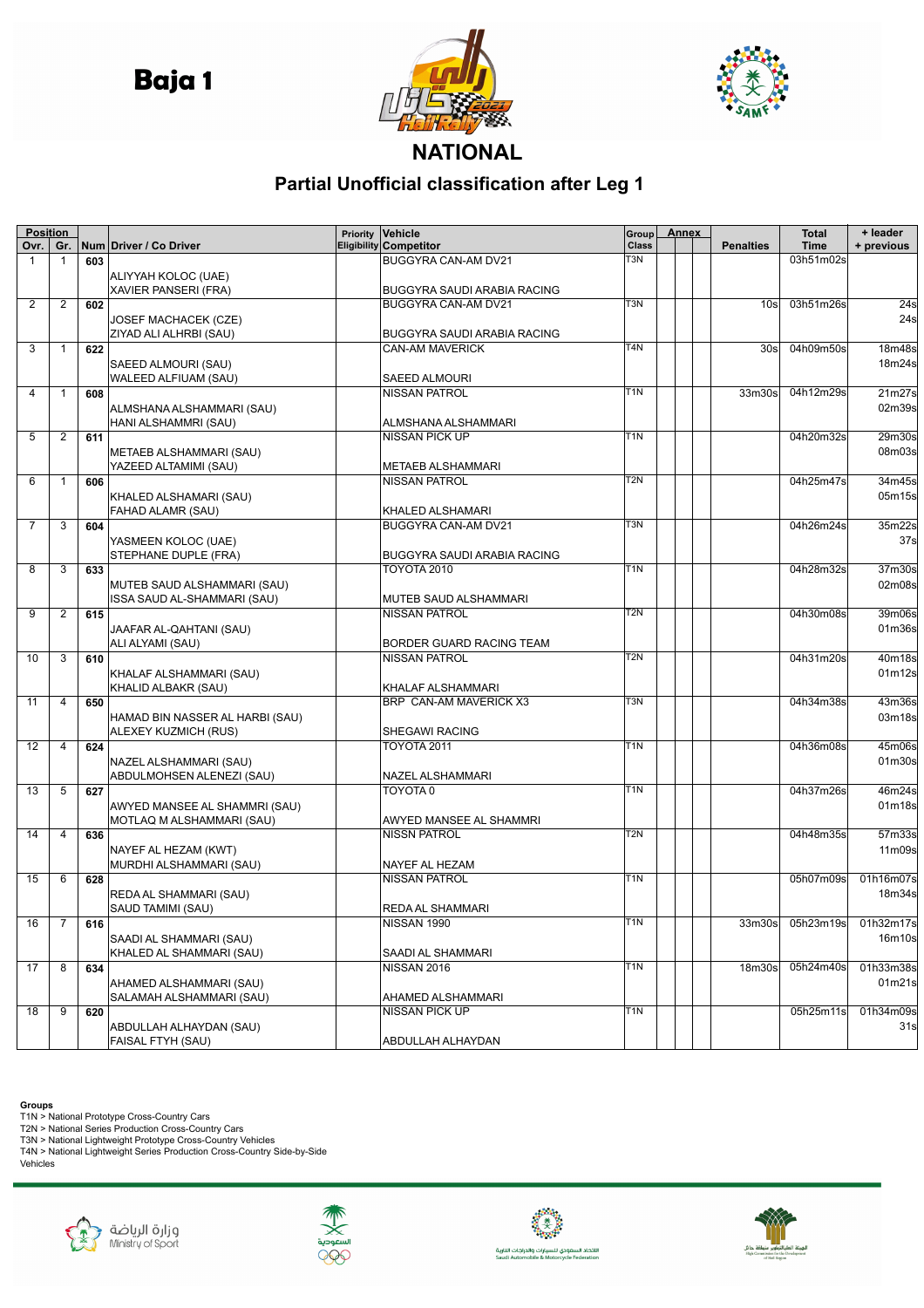# Baja 1

## NATIONAL

## Partial Unofficial classification after Leg 1

| Position Ovr. | Gr. | Num | Driver / Co Driver | Priority Eligibility | Vehicle / Competitor | Group Class | Annex | | | Penalties | Total Time | + leader + previous |
|---|---|---|---|---|---|---|---|---|---|---|---|---|
| 1 | 1 | 603 | ALIYYAH KOLOC (UAE) / XAVIER PANSERI (FRA) | | BUGGYRA CAN-AM DV21 / BUGGYRA SAUDI ARABIA RACING | T3N | | | | | 03h51m02s | |
| 2 | 2 | 602 | JOSEF MACHACEK (CZE) / ZIYAD ALI ALHRBI (SAU) | | BUGGYRA CAN-AM DV21 / BUGGYRA SAUDI ARABIA RACING | T3N | | | | 10s | 03h51m26s | 24s / 24s |
| 3 | 1 | 622 | SAEED ALMOURI (SAU) / WALEED ALFIUAM (SAU) | | CAN-AM MAVERICK / SAEED ALMOURI | T4N | | | | 30s | 04h09m50s | 18m48s / 18m24s |
| 4 | 1 | 608 | ALMSHANA ALSHAMMARI (SAU) / HANI ALSHAMMRI (SAU) | | NISSAN PATROL / ALMSHANA ALSHAMMARI | T1N | | | | 33m30s | 04h12m29s | 21m27s / 02m39s |
| 5 | 2 | 611 | METAEB ALSHAMMARI (SAU) / YAZEED ALTAMIMI (SAU) | | NISSAN PICK UP / METAEB ALSHAMMARI | T1N | | | | | 04h20m32s | 29m30s / 08m03s |
| 6 | 1 | 606 | KHALED ALSHAMARI (SAU) / FAHAD ALAMR (SAU) | | NISSAN PATROL / KHALED ALSHAMARI | T2N | | | | | 04h25m47s | 34m45s / 05m15s |
| 7 | 3 | 604 | YASMEEN KOLOC (UAE) / STEPHANE DUPLE (FRA) | | BUGGYRA CAN-AM DV21 / BUGGYRA SAUDI ARABIA RACING | T3N | | | | | 04h26m24s | 35m22s / 37s |
| 8 | 3 | 633 | MUTEB SAUD ALSHAMMARI (SAU) / ISSA SAUD AL-SHAMMARI (SAU) | | TOYOTA 2010 / MUTEB SAUD ALSHAMMARI | T1N | | | | | 04h28m32s | 37m30s / 02m08s |
| 9 | 2 | 615 | JAAFAR AL-QAHTANI (SAU) / ALI ALYAMI (SAU) | | NISSAN PATROL / BORDER GUARD RACING TEAM | T2N | | | | | 04h30m08s | 39m06s / 01m36s |
| 10 | 3 | 610 | KHALAF ALSHAMMARI (SAU) / KHALID ALBAKR (SAU) | | NISSAN PATROL / KHALAF ALSHAMMARI | T2N | | | | | 04h31m20s | 40m18s / 01m12s |
| 11 | 4 | 650 | HAMAD BIN NASSER AL HARBI (SAU) / ALEXEY KUZMICH (RUS) | | BRP CAN-AM MAVERICK X3 / SHEGAWI RACING | T3N | | | | | 04h34m38s | 43m36s / 03m18s |
| 12 | 4 | 624 | NAZEL ALSHAMMARI (SAU) / ABDULMOHSEN ALENEZI (SAU) | | TOYOTA 2011 / NAZEL ALSHAMMARI | T1N | | | | | 04h36m08s | 45m06s / 01m30s |
| 13 | 5 | 627 | AWYED MANSEE AL SHAMMRI (SAU) / MOTLAQ M ALSHAMMARI (SAU) | | TOYOTA 0 / AWYED MANSEE AL SHAMMRI | T1N | | | | | 04h37m26s | 46m24s / 01m18s |
| 14 | 4 | 636 | NAYEF AL HEZAM (KWT) / MURDHI ALSHAMMARI (SAU) | | NISSN PATROL / NAYEF AL HEZAM | T2N | | | | | 04h48m35s | 57m33s / 11m09s |
| 15 | 6 | 628 | REDA AL SHAMMARI (SAU) / SAUD TAMIMI (SAU) | | NISSAN PATROL / REDA AL SHAMMARI | T1N | | | | | 05h07m09s | 01h16m07s / 18m34s |
| 16 | 7 | 616 | SAADI AL SHAMMARI (SAU) / KHALED AL SHAMMARI (SAU) | | NISSAN 1990 / SAADI AL SHAMMARI | T1N | | | | 33m30s | 05h23m19s | 01h32m17s / 16m10s |
| 17 | 8 | 634 | AHAMED ALSHAMMARI (SAU) / SALAMAH ALSHAMMARI (SAU) | | NISSAN 2016 / AHAMED ALSHAMMARI | T1N | | | | 18m30s | 05h24m40s | 01h33m38s / 01m21s |
| 18 | 9 | 620 | ABDULLAH ALHAYDAN (SAU) / FAISAL FTYH (SAU) | | NISSAN PICK UP / ABDULLAH ALHAYDAN | T1N | | | | | 05h25m11s | 01h34m09s / 31s |

**Groups**
T1N > National Prototype Cross-Country Cars
T2N > National Series Production Cross-Country Cars
T3N > National Lightweight Prototype Cross-Country Vehicles
T4N > National Lightweight Series Production Cross-Country Side-by-Side Vehicles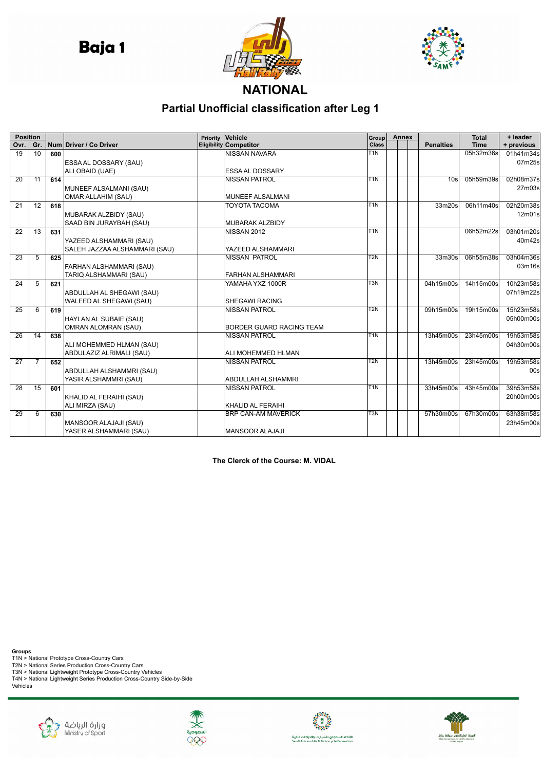Baja 1

## NATIONAL

## Partial Unofficial classification after Leg 1

| Position | | | | Priority | Vehicle | Group | Annex | | | | Total | + leader |
|---|---|---|---|---|---|---|---|---|---|---|---|---|
| Ovr. | Gr. | Num | Driver / Co Driver | Eligibility | Competitor | Class | | | | Penalties | Time | + previous |
| 19 | 10 | 600 | ESSA AL DOSSARY (SAU)<br>ALI OBAID (UAE) | | NISSAN NAVARA<br>ESSA AL DOSSARY | T1N | | | | | 05h32m36s | 01h41m34s<br>07m25s |
| 20 | 11 | 614 | MUNEEF ALSALMANI (SAU)<br>OMAR ALLAHIM (SAU) | | NISSAN PATROL<br>MUNEEF ALSALMANI | T1N | | | | 10s | 05h59m39s | 02h08m37s<br>27m03s |
| 21 | 12 | 618 | MUBARAK ALZBIDY (SAU)<br>SAAD BIN JURAYBAH (SAU) | | TOYOTA TACOMA<br>MUBARAK ALZBIDY | T1N | | | | 33m20s | 06h11m40s | 02h20m38s<br>12m01s |
| 22 | 13 | 631 | YAZEED ALSHAMMARI (SAU)<br>SALEH JAZZAA ALSHAMMARI (SAU) | | NISSAN 2012<br>YAZEED ALSHAMMARI | T1N | | | | | 06h52m22s | 03h01m20s<br>40m42s |
| 23 | 5 | 625 | FARHAN ALSHAMMARI (SAU)<br>TARIQ ALSHAMMARI (SAU) | | NISSAN PATROL<br>FARHAN ALSHAMMARI | T2N | | | | 33m30s | 06h55m38s | 03h04m36s<br>03m16s |
| 24 | 5 | 621 | ABDULLAH AL SHEGAWI (SAU)<br>WALEED AL SHEGAWI (SAU) | | YAMAHA YXZ 1000R<br>SHEGAWI RACING | T3N | | | | 04h15m00s | 14h15m00s | 10h23m58s<br>07h19m22s |
| 25 | 6 | 619 | HAYLAN AL SUBAIE (SAU)<br>OMRAN ALOMRAN (SAU) | | NISSAN PATROL<br>BORDER GUARD RACING TEAM | T2N | | | | 09h15m00s | 19h15m00s | 15h23m58s<br>05h00m00s |
| 26 | 14 | 638 | ALI MOHEMMED HLMAN (SAU)<br>ABDULAZIZ ALRIMALI (SAU) | | NISSAN PATROL<br>ALI MOHEMMED HLMAN | T1N | | | | 13h45m00s | 23h45m00s | 19h53m58s<br>04h30m00s |
| 27 | 7 | 652 | ABDULLAH ALSHAMMRI (SAU)<br>YASIR ALSHAMMRI (SAU) | | NISSAN PATROL<br>ABDULLAH ALSHAMMRI | T2N | | | | 13h45m00s | 23h45m00s | 19h53m58s<br>00s |
| 28 | 15 | 601 | KHALID AL FERAIHI (SAU)<br>ALI MIRZA (SAU) | | NISSAN PATROL<br>KHALID AL FERAIHI | T1N | | | | 33h45m00s | 43h45m00s | 39h53m58s<br>20h00m00s |
| 29 | 6 | 630 | MANSOOR ALAJAJI (SAU)<br>YASER ALSHAMMARI (SAU) | | BRP CAN-AM MAVERICK<br>MANSOOR ALAJAJI | T3N | | | | 57h30m00s | 67h30m00s | 63h38m58s<br>23h45m00s |

**The Clerck of the Course: M. VIDAL**

**Groups**
T1N > National Prototype Cross-Country Cars
T2N > National Series Production Cross-Country Cars
T3N > National Lightweight Prototype Cross-Country Vehicles
T4N > National Lightweight Series Production Cross-Country Side-by-Side Vehicles